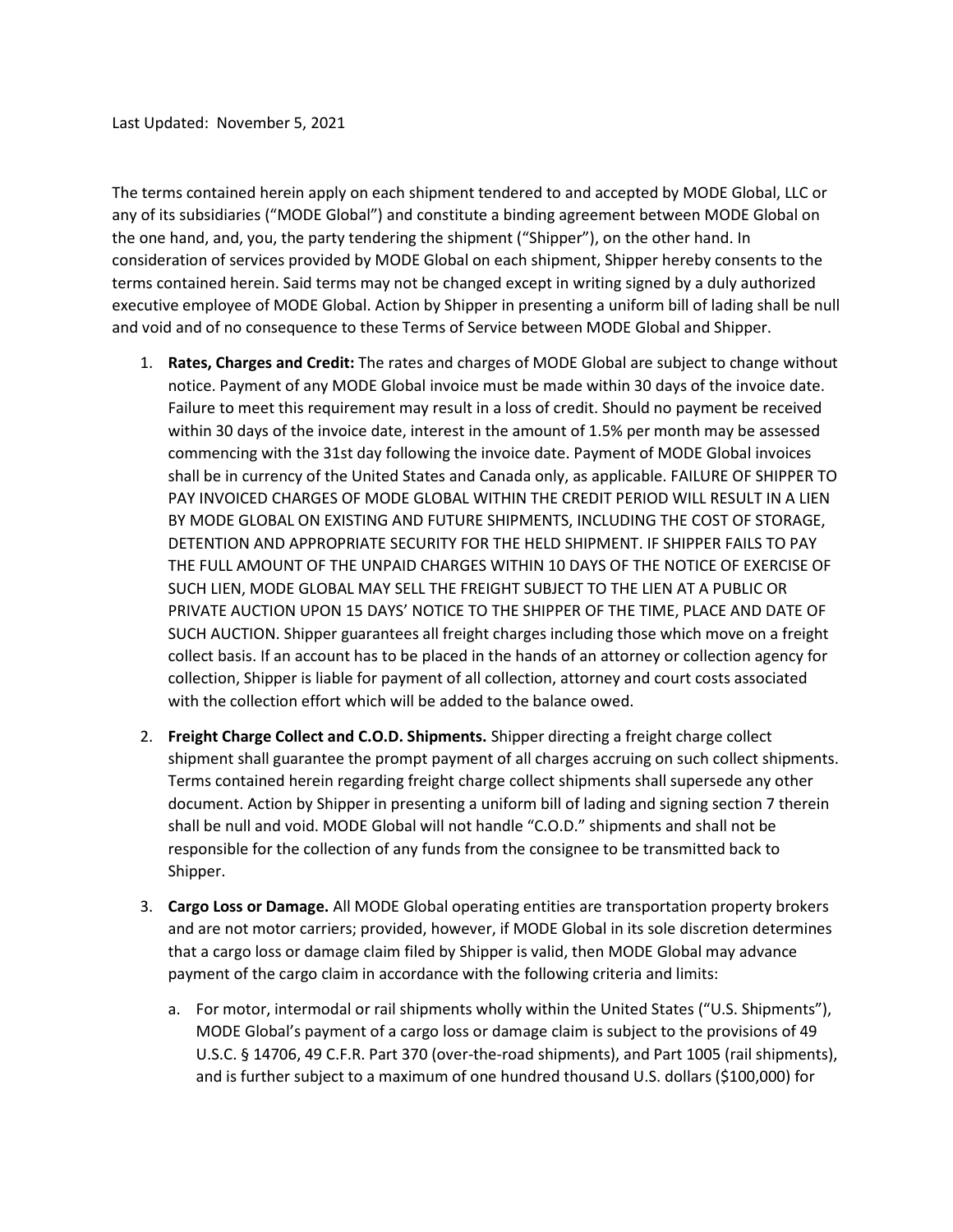Last Updated: November 5, 2021

The terms contained herein apply on each shipment tendered to and accepted by MODE Global, LLC or any of its subsidiaries ("MODE Global") and constitute a binding agreement between MODE Global on the one hand, and, you, the party tendering the shipment ("Shipper"), on the other hand. In consideration of services provided by MODE Global on each shipment, Shipper hereby consents to the terms contained herein. Said terms may not be changed except in writing signed by a duly authorized executive employee of MODE Global. Action by Shipper in presenting a uniform bill of lading shall be null and void and of no consequence to these Terms of Service between MODE Global and Shipper.

1. **Rates, Charges and Credit:** The rates and charges of MODE Global are subject to change without notice. Payment of any MODE Global invoice must be made within 30 days of the invoice date. Failure to meet this requirement may result in a loss of credit. Should no payment be received within 30 days of the invoice date, interest in the amount of 1.5% per month may be assessed commencing with the 31st day following the invoice date. Payment of MODE Global invoices shall be in currency of the United States and Canada only, as applicable. FAILURE OF SHIPPER TO PAY INVOICED CHARGES OF MODE GLOBAL WITHIN THE CREDIT PERIOD WILL RESULT IN A LIEN BY MODE GLOBAL ON EXISTING AND FUTURE SHIPMENTS, INCLUDING THE COST OF STORAGE, DETENTION AND APPROPRIATE SECURITY FOR THE HELD SHIPMENT. IF SHIPPER FAILS TO PAY THE FULL AMOUNT OF THE UNPAID CHARGES WITHIN 10 DAYS OF THE NOTICE OF EXERCISE OF SUCH LIEN, MODE GLOBAL MAY SELL THE FREIGHT SUBJECT TO THE LIEN AT A PUBLIC OR PRIVATE AUCTION UPON 15 DAYS' NOTICE TO THE SHIPPER OF THE TIME, PLACE AND DATE OF SUCH AUCTION. Shipper guarantees all freight charges including those which move on a freight collect basis. If an account has to be placed in the hands of an attorney or collection agency for collection, Shipper is liable for payment of all collection, attorney and court costs associated with the collection effort which will be added to the balance owed.

2. **Freight Charge Collect and C.O.D. Shipments.** Shipper directing a freight charge collect shipment shall guarantee the prompt payment of all charges accruing on such collect shipments. Terms contained herein regarding freight charge collect shipments shall supersede any other document. Action by Shipper in presenting a uniform bill of lading and signing section 7 therein shall be null and void. MODE Global will not handle "C.O.D." shipments and shall not be responsible for the collection of any funds from the consignee to be transmitted back to Shipper.

3. **Cargo Loss or Damage.** All MODE Global operating entities are transportation property brokers and are not motor carriers; provided, however, if MODE Global in its sole discretion determines that a cargo loss or damage claim filed by Shipper is valid, then MODE Global may advance payment of the cargo claim in accordance with the following criteria and limits:

   a. For motor, intermodal or rail shipments wholly within the United States ("U.S. Shipments"), MODE Global's payment of a cargo loss or damage claim is subject to the provisions of 49 U.S.C. § 14706, 49 C.F.R. Part 370 (over-the-road shipments), and Part 1005 (rail shipments), and is further subject to a maximum of one hundred thousand U.S. dollars ($100,000) for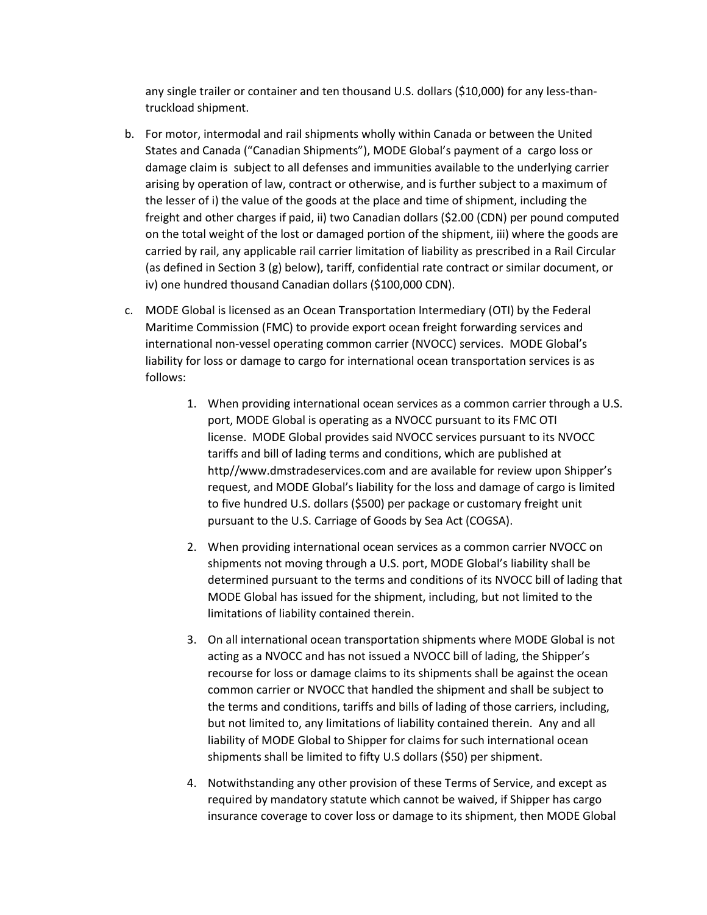any single trailer or container and ten thousand U.S. dollars ($10,000) for any less-than-truckload shipment.

b. For motor, intermodal and rail shipments wholly within Canada or between the United States and Canada ("Canadian Shipments"), MODE Global's payment of a cargo loss or damage claim is subject to all defenses and immunities available to the underlying carrier arising by operation of law, contract or otherwise, and is further subject to a maximum of the lesser of i) the value of the goods at the place and time of shipment, including the freight and other charges if paid, ii) two Canadian dollars ($2.00 (CDN) per pound computed on the total weight of the lost or damaged portion of the shipment, iii) where the goods are carried by rail, any applicable rail carrier limitation of liability as prescribed in a Rail Circular (as defined in Section 3 (g) below), tariff, confidential rate contract or similar document, or iv) one hundred thousand Canadian dollars ($100,000 CDN).

c. MODE Global is licensed as an Ocean Transportation Intermediary (OTI) by the Federal Maritime Commission (FMC) to provide export ocean freight forwarding services and international non-vessel operating common carrier (NVOCC) services. MODE Global's liability for loss or damage to cargo for international ocean transportation services is as follows:

   1. When providing international ocean services as a common carrier through a U.S. port, MODE Global is operating as a NVOCC pursuant to its FMC OTI license. MODE Global provides said NVOCC services pursuant to its NVOCC tariffs and bill of lading terms and conditions, which are published at http//www.dmstradeservices.com and are available for review upon Shipper's request, and MODE Global's liability for the loss and damage of cargo is limited to five hundred U.S. dollars ($500) per package or customary freight unit pursuant to the U.S. Carriage of Goods by Sea Act (COGSA).

   2. When providing international ocean services as a common carrier NVOCC on shipments not moving through a U.S. port, MODE Global's liability shall be determined pursuant to the terms and conditions of its NVOCC bill of lading that MODE Global has issued for the shipment, including, but not limited to the limitations of liability contained therein.

   3. On all international ocean transportation shipments where MODE Global is not acting as a NVOCC and has not issued a NVOCC bill of lading, the Shipper's recourse for loss or damage claims to its shipments shall be against the ocean common carrier or NVOCC that handled the shipment and shall be subject to the terms and conditions, tariffs and bills of lading of those carriers, including, but not limited to, any limitations of liability contained therein. Any and all liability of MODE Global to Shipper for claims for such international ocean shipments shall be limited to fifty U.S dollars ($50) per shipment.

   4. Notwithstanding any other provision of these Terms of Service, and except as required by mandatory statute which cannot be waived, if Shipper has cargo insurance coverage to cover loss or damage to its shipment, then MODE Global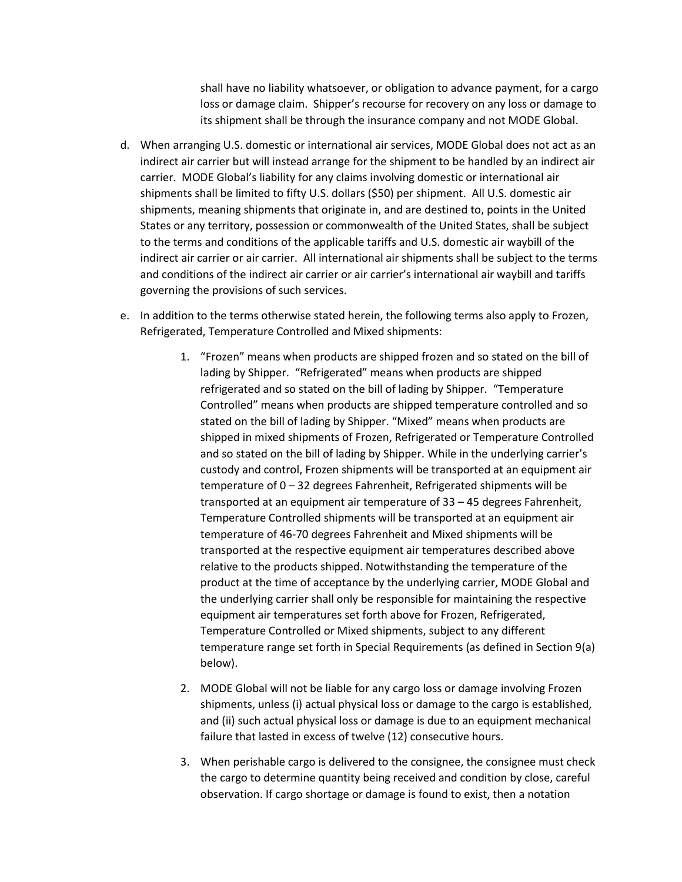shall have no liability whatsoever, or obligation to advance payment, for a cargo loss or damage claim. Shipper's recourse for recovery on any loss or damage to its shipment shall be through the insurance company and not MODE Global.

d. When arranging U.S. domestic or international air services, MODE Global does not act as an indirect air carrier but will instead arrange for the shipment to be handled by an indirect air carrier. MODE Global's liability for any claims involving domestic or international air shipments shall be limited to fifty U.S. dollars ($50) per shipment. All U.S. domestic air shipments, meaning shipments that originate in, and are destined to, points in the United States or any territory, possession or commonwealth of the United States, shall be subject to the terms and conditions of the applicable tariffs and U.S. domestic air waybill of the indirect air carrier or air carrier. All international air shipments shall be subject to the terms and conditions of the indirect air carrier or air carrier's international air waybill and tariffs governing the provisions of such services.

e. In addition to the terms otherwise stated herein, the following terms also apply to Frozen, Refrigerated, Temperature Controlled and Mixed shipments:

   1. "Frozen" means when products are shipped frozen and so stated on the bill of lading by Shipper. "Refrigerated" means when products are shipped refrigerated and so stated on the bill of lading by Shipper. "Temperature Controlled" means when products are shipped temperature controlled and so stated on the bill of lading by Shipper. "Mixed" means when products are shipped in mixed shipments of Frozen, Refrigerated or Temperature Controlled and so stated on the bill of lading by Shipper. While in the underlying carrier's custody and control, Frozen shipments will be transported at an equipment air temperature of 0 – 32 degrees Fahrenheit, Refrigerated shipments will be transported at an equipment air temperature of 33 – 45 degrees Fahrenheit, Temperature Controlled shipments will be transported at an equipment air temperature of 46-70 degrees Fahrenheit and Mixed shipments will be transported at the respective equipment air temperatures described above relative to the products shipped. Notwithstanding the temperature of the product at the time of acceptance by the underlying carrier, MODE Global and the underlying carrier shall only be responsible for maintaining the respective equipment air temperatures set forth above for Frozen, Refrigerated, Temperature Controlled or Mixed shipments, subject to any different temperature range set forth in Special Requirements (as defined in Section 9(a) below).

   2. MODE Global will not be liable for any cargo loss or damage involving Frozen shipments, unless (i) actual physical loss or damage to the cargo is established, and (ii) such actual physical loss or damage is due to an equipment mechanical failure that lasted in excess of twelve (12) consecutive hours.

   3. When perishable cargo is delivered to the consignee, the consignee must check the cargo to determine quantity being received and condition by close, careful observation. If cargo shortage or damage is found to exist, then a notation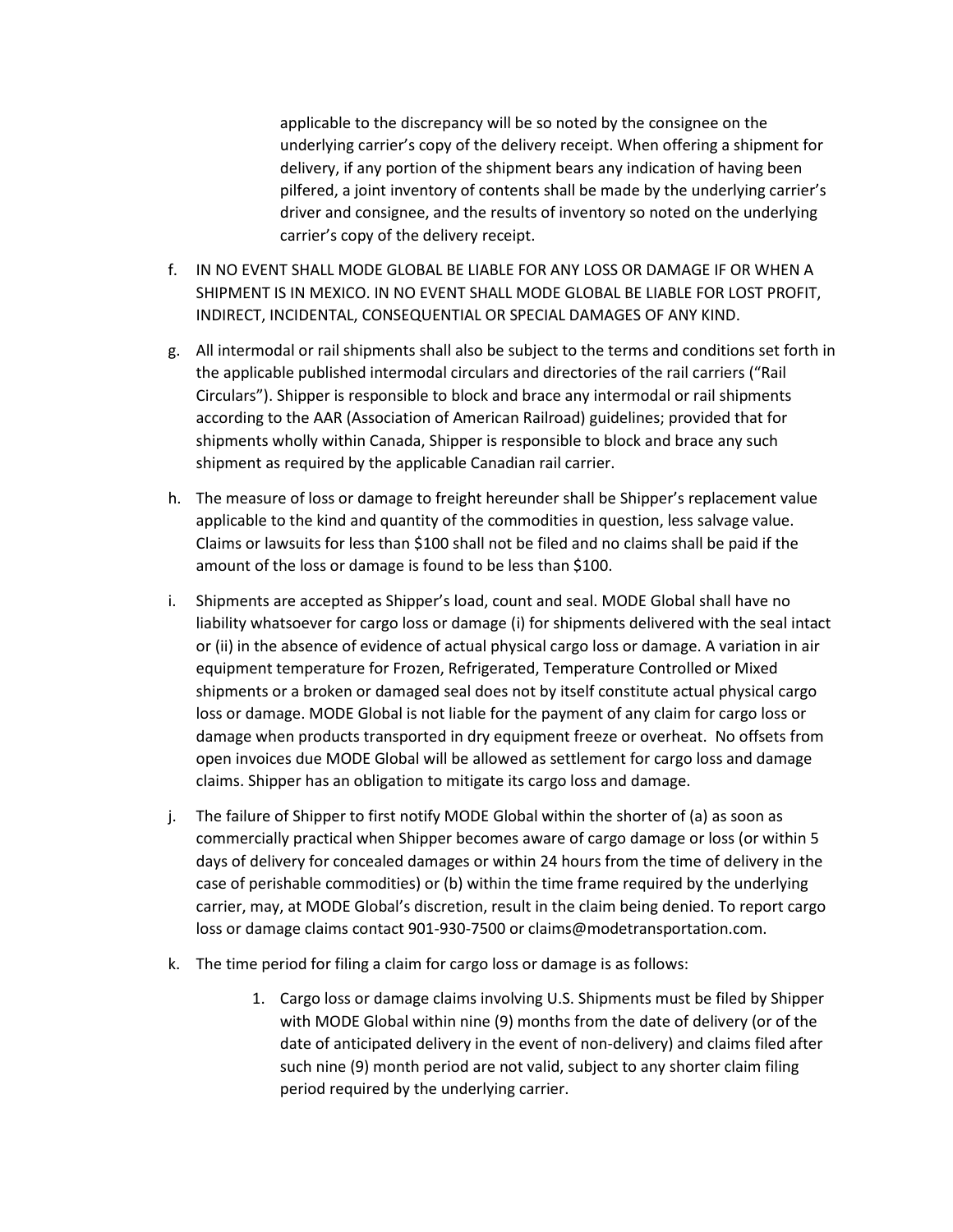applicable to the discrepancy will be so noted by the consignee on the underlying carrier's copy of the delivery receipt. When offering a shipment for delivery, if any portion of the shipment bears any indication of having been pilfered, a joint inventory of contents shall be made by the underlying carrier's driver and consignee, and the results of inventory so noted on the underlying carrier's copy of the delivery receipt.

f. IN NO EVENT SHALL MODE GLOBAL BE LIABLE FOR ANY LOSS OR DAMAGE IF OR WHEN A SHIPMENT IS IN MEXICO. IN NO EVENT SHALL MODE GLOBAL BE LIABLE FOR LOST PROFIT, INDIRECT, INCIDENTAL, CONSEQUENTIAL OR SPECIAL DAMAGES OF ANY KIND.

g. All intermodal or rail shipments shall also be subject to the terms and conditions set forth in the applicable published intermodal circulars and directories of the rail carriers ("Rail Circulars"). Shipper is responsible to block and brace any intermodal or rail shipments according to the AAR (Association of American Railroad) guidelines; provided that for shipments wholly within Canada, Shipper is responsible to block and brace any such shipment as required by the applicable Canadian rail carrier.

h. The measure of loss or damage to freight hereunder shall be Shipper's replacement value applicable to the kind and quantity of the commodities in question, less salvage value. Claims or lawsuits for less than $100 shall not be filed and no claims shall be paid if the amount of the loss or damage is found to be less than $100.

i. Shipments are accepted as Shipper's load, count and seal. MODE Global shall have no liability whatsoever for cargo loss or damage (i) for shipments delivered with the seal intact or (ii) in the absence of evidence of actual physical cargo loss or damage. A variation in air equipment temperature for Frozen, Refrigerated, Temperature Controlled or Mixed shipments or a broken or damaged seal does not by itself constitute actual physical cargo loss or damage. MODE Global is not liable for the payment of any claim for cargo loss or damage when products transported in dry equipment freeze or overheat. No offsets from open invoices due MODE Global will be allowed as settlement for cargo loss and damage claims. Shipper has an obligation to mitigate its cargo loss and damage.

j. The failure of Shipper to first notify MODE Global within the shorter of (a) as soon as commercially practical when Shipper becomes aware of cargo damage or loss (or within 5 days of delivery for concealed damages or within 24 hours from the time of delivery in the case of perishable commodities) or (b) within the time frame required by the underlying carrier, may, at MODE Global's discretion, result in the claim being denied. To report cargo loss or damage claims contact 901-930-7500 or claims@modetransportation.com.

k. The time period for filing a claim for cargo loss or damage is as follows:

   1. Cargo loss or damage claims involving U.S. Shipments must be filed by Shipper with MODE Global within nine (9) months from the date of delivery (or of the date of anticipated delivery in the event of non-delivery) and claims filed after such nine (9) month period are not valid, subject to any shorter claim filing period required by the underlying carrier.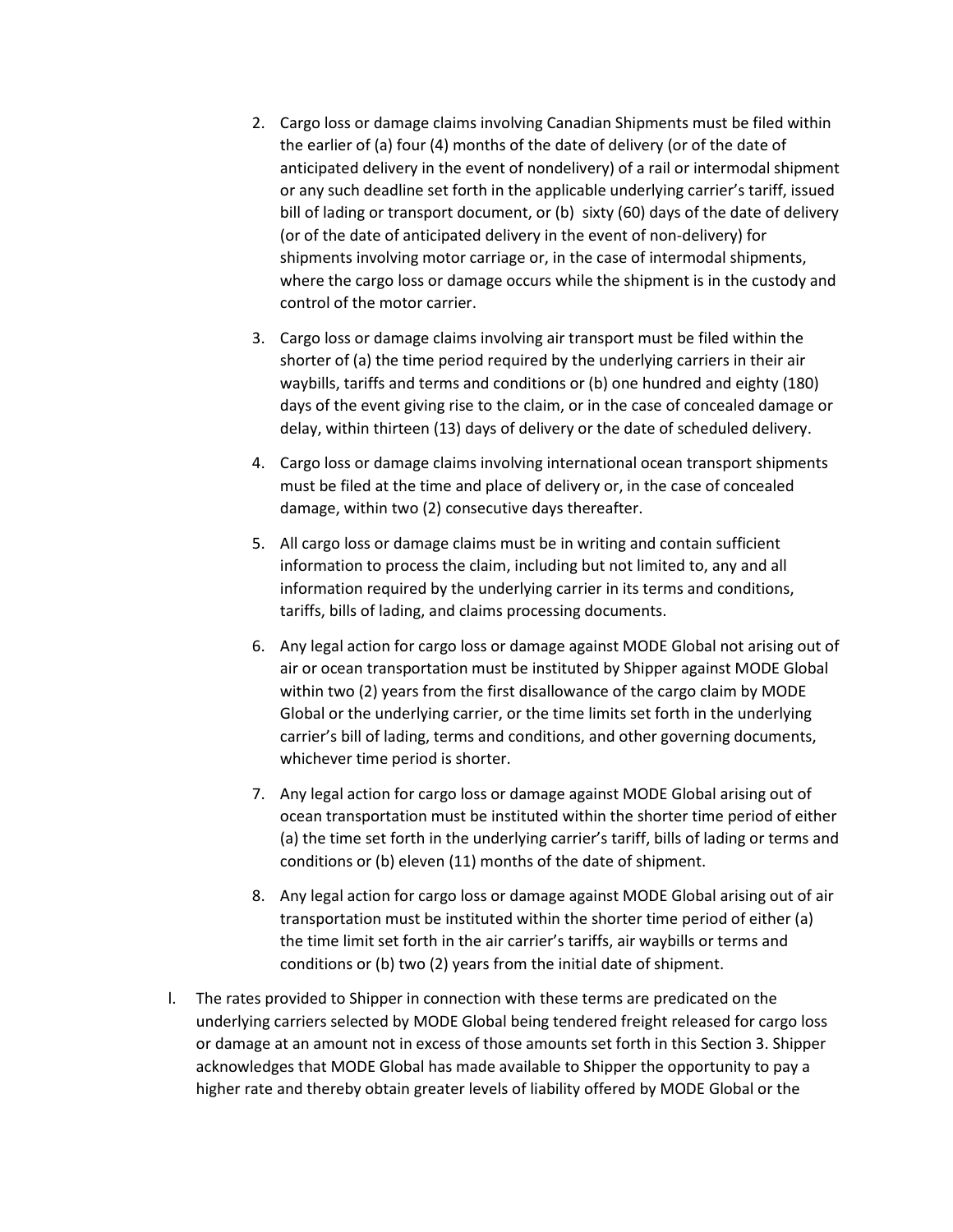2. Cargo loss or damage claims involving Canadian Shipments must be filed within the earlier of (a) four (4) months of the date of delivery (or of the date of anticipated delivery in the event of nondelivery) of a rail or intermodal shipment or any such deadline set forth in the applicable underlying carrier's tariff, issued bill of lading or transport document, or (b) sixty (60) days of the date of delivery (or of the date of anticipated delivery in the event of non-delivery) for shipments involving motor carriage or, in the case of intermodal shipments, where the cargo loss or damage occurs while the shipment is in the custody and control of the motor carrier.

3. Cargo loss or damage claims involving air transport must be filed within the shorter of (a) the time period required by the underlying carriers in their air waybills, tariffs and terms and conditions or (b) one hundred and eighty (180) days of the event giving rise to the claim, or in the case of concealed damage or delay, within thirteen (13) days of delivery or the date of scheduled delivery.

4. Cargo loss or damage claims involving international ocean transport shipments must be filed at the time and place of delivery or, in the case of concealed damage, within two (2) consecutive days thereafter.

5. All cargo loss or damage claims must be in writing and contain sufficient information to process the claim, including but not limited to, any and all information required by the underlying carrier in its terms and conditions, tariffs, bills of lading, and claims processing documents.

6. Any legal action for cargo loss or damage against MODE Global not arising out of air or ocean transportation must be instituted by Shipper against MODE Global within two (2) years from the first disallowance of the cargo claim by MODE Global or the underlying carrier, or the time limits set forth in the underlying carrier's bill of lading, terms and conditions, and other governing documents, whichever time period is shorter.

7. Any legal action for cargo loss or damage against MODE Global arising out of ocean transportation must be instituted within the shorter time period of either (a) the time set forth in the underlying carrier's tariff, bills of lading or terms and conditions or (b) eleven (11) months of the date of shipment.

8. Any legal action for cargo loss or damage against MODE Global arising out of air transportation must be instituted within the shorter time period of either (a) the time limit set forth in the air carrier's tariffs, air waybills or terms and conditions or (b) two (2) years from the initial date of shipment.

l. The rates provided to Shipper in connection with these terms are predicated on the underlying carriers selected by MODE Global being tendered freight released for cargo loss or damage at an amount not in excess of those amounts set forth in this Section 3. Shipper acknowledges that MODE Global has made available to Shipper the opportunity to pay a higher rate and thereby obtain greater levels of liability offered by MODE Global or the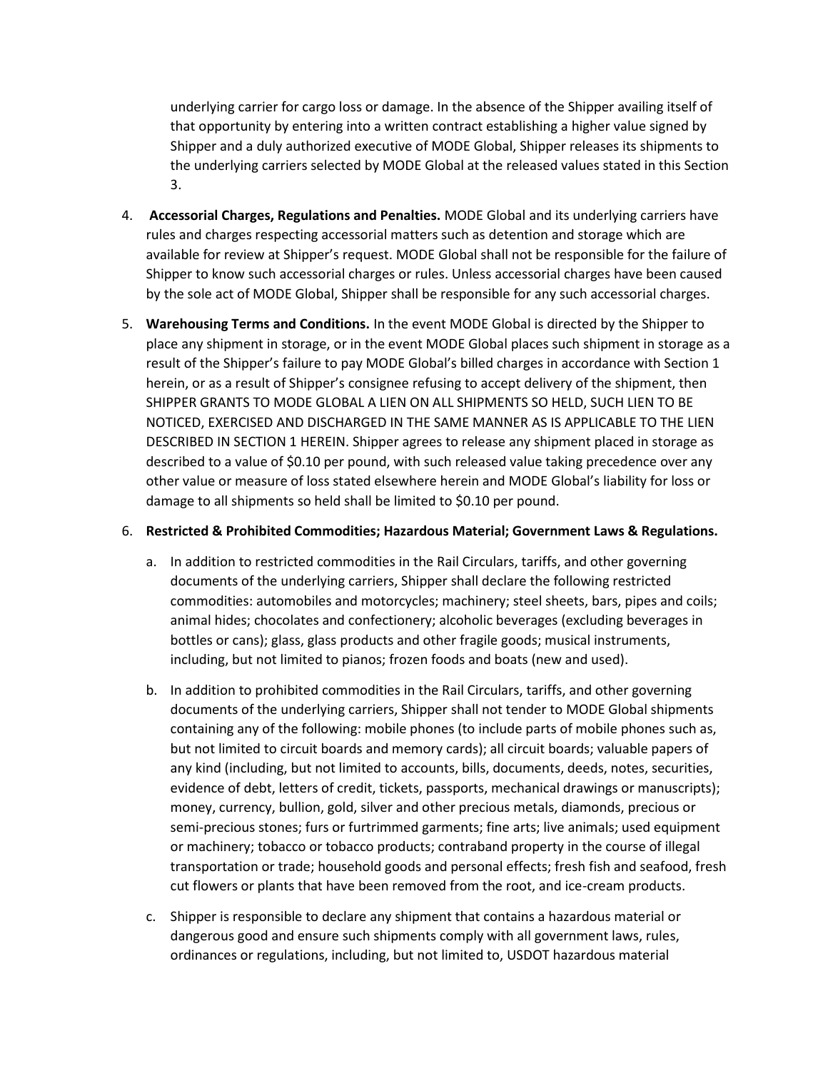underlying carrier for cargo loss or damage. In the absence of the Shipper availing itself of that opportunity by entering into a written contract establishing a higher value signed by Shipper and a duly authorized executive of MODE Global, Shipper releases its shipments to the underlying carriers selected by MODE Global at the released values stated in this Section 3.

4. **Accessorial Charges, Regulations and Penalties.** MODE Global and its underlying carriers have rules and charges respecting accessorial matters such as detention and storage which are available for review at Shipper's request. MODE Global shall not be responsible for the failure of Shipper to know such accessorial charges or rules. Unless accessorial charges have been caused by the sole act of MODE Global, Shipper shall be responsible for any such accessorial charges.

5. **Warehousing Terms and Conditions.** In the event MODE Global is directed by the Shipper to place any shipment in storage, or in the event MODE Global places such shipment in storage as a result of the Shipper's failure to pay MODE Global's billed charges in accordance with Section 1 herein, or as a result of Shipper's consignee refusing to accept delivery of the shipment, then SHIPPER GRANTS TO MODE GLOBAL A LIEN ON ALL SHIPMENTS SO HELD, SUCH LIEN TO BE NOTICED, EXERCISED AND DISCHARGED IN THE SAME MANNER AS IS APPLICABLE TO THE LIEN DESCRIBED IN SECTION 1 HEREIN. Shipper agrees to release any shipment placed in storage as described to a value of $0.10 per pound, with such released value taking precedence over any other value or measure of loss stated elsewhere herein and MODE Global's liability for loss or damage to all shipments so held shall be limited to $0.10 per pound.

6. **Restricted & Prohibited Commodities; Hazardous Material; Government Laws & Regulations.**

   a. In addition to restricted commodities in the Rail Circulars, tariffs, and other governing documents of the underlying carriers, Shipper shall declare the following restricted commodities: automobiles and motorcycles; machinery; steel sheets, bars, pipes and coils; animal hides; chocolates and confectionery; alcoholic beverages (excluding beverages in bottles or cans); glass, glass products and other fragile goods; musical instruments, including, but not limited to pianos; frozen foods and boats (new and used).

   b. In addition to prohibited commodities in the Rail Circulars, tariffs, and other governing documents of the underlying carriers, Shipper shall not tender to MODE Global shipments containing any of the following: mobile phones (to include parts of mobile phones such as, but not limited to circuit boards and memory cards); all circuit boards; valuable papers of any kind (including, but not limited to accounts, bills, documents, deeds, notes, securities, evidence of debt, letters of credit, tickets, passports, mechanical drawings or manuscripts); money, currency, bullion, gold, silver and other precious metals, diamonds, precious or semi-precious stones; furs or furtrimmed garments; fine arts; live animals; used equipment or machinery; tobacco or tobacco products; contraband property in the course of illegal transportation or trade; household goods and personal effects; fresh fish and seafood, fresh cut flowers or plants that have been removed from the root, and ice-cream products.

   c. Shipper is responsible to declare any shipment that contains a hazardous material or dangerous good and ensure such shipments comply with all government laws, rules, ordinances or regulations, including, but not limited to, USDOT hazardous material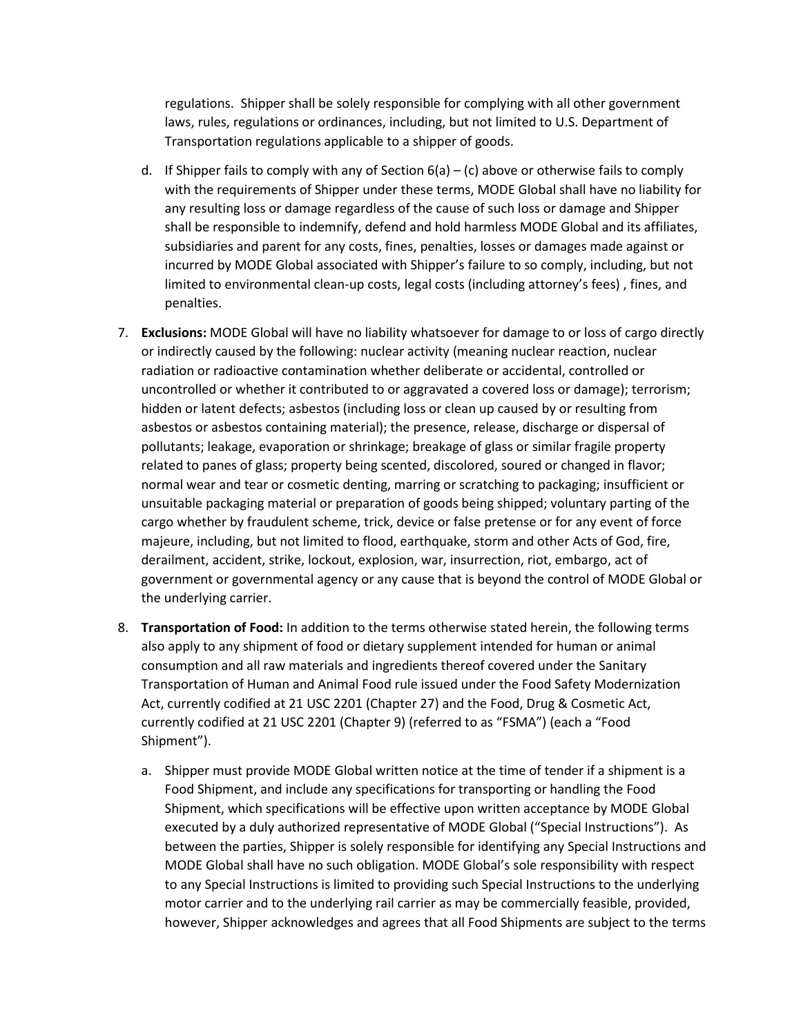regulations. Shipper shall be solely responsible for complying with all other government laws, rules, regulations or ordinances, including, but not limited to U.S. Department of Transportation regulations applicable to a shipper of goods.

d. If Shipper fails to comply with any of Section 6(a) – (c) above or otherwise fails to comply with the requirements of Shipper under these terms, MODE Global shall have no liability for any resulting loss or damage regardless of the cause of such loss or damage and Shipper shall be responsible to indemnify, defend and hold harmless MODE Global and its affiliates, subsidiaries and parent for any costs, fines, penalties, losses or damages made against or incurred by MODE Global associated with Shipper's failure to so comply, including, but not limited to environmental clean-up costs, legal costs (including attorney's fees) , fines, and penalties.

7. **Exclusions:** MODE Global will have no liability whatsoever for damage to or loss of cargo directly or indirectly caused by the following: nuclear activity (meaning nuclear reaction, nuclear radiation or radioactive contamination whether deliberate or accidental, controlled or uncontrolled or whether it contributed to or aggravated a covered loss or damage); terrorism; hidden or latent defects; asbestos (including loss or clean up caused by or resulting from asbestos or asbestos containing material); the presence, release, discharge or dispersal of pollutants; leakage, evaporation or shrinkage; breakage of glass or similar fragile property related to panes of glass; property being scented, discolored, soured or changed in flavor; normal wear and tear or cosmetic denting, marring or scratching to packaging; insufficient or unsuitable packaging material or preparation of goods being shipped; voluntary parting of the cargo whether by fraudulent scheme, trick, device or false pretense or for any event of force majeure, including, but not limited to flood, earthquake, storm and other Acts of God, fire, derailment, accident, strike, lockout, explosion, war, insurrection, riot, embargo, act of government or governmental agency or any cause that is beyond the control of MODE Global or the underlying carrier.

8. **Transportation of Food:** In addition to the terms otherwise stated herein, the following terms also apply to any shipment of food or dietary supplement intended for human or animal consumption and all raw materials and ingredients thereof covered under the Sanitary Transportation of Human and Animal Food rule issued under the Food Safety Modernization Act, currently codified at 21 USC 2201 (Chapter 27) and the Food, Drug & Cosmetic Act, currently codified at 21 USC 2201 (Chapter 9) (referred to as "FSMA") (each a "Food Shipment").

   a. Shipper must provide MODE Global written notice at the time of tender if a shipment is a Food Shipment, and include any specifications for transporting or handling the Food Shipment, which specifications will be effective upon written acceptance by MODE Global executed by a duly authorized representative of MODE Global ("Special Instructions"). As between the parties, Shipper is solely responsible for identifying any Special Instructions and MODE Global shall have no such obligation. MODE Global's sole responsibility with respect to any Special Instructions is limited to providing such Special Instructions to the underlying motor carrier and to the underlying rail carrier as may be commercially feasible, provided, however, Shipper acknowledges and agrees that all Food Shipments are subject to the terms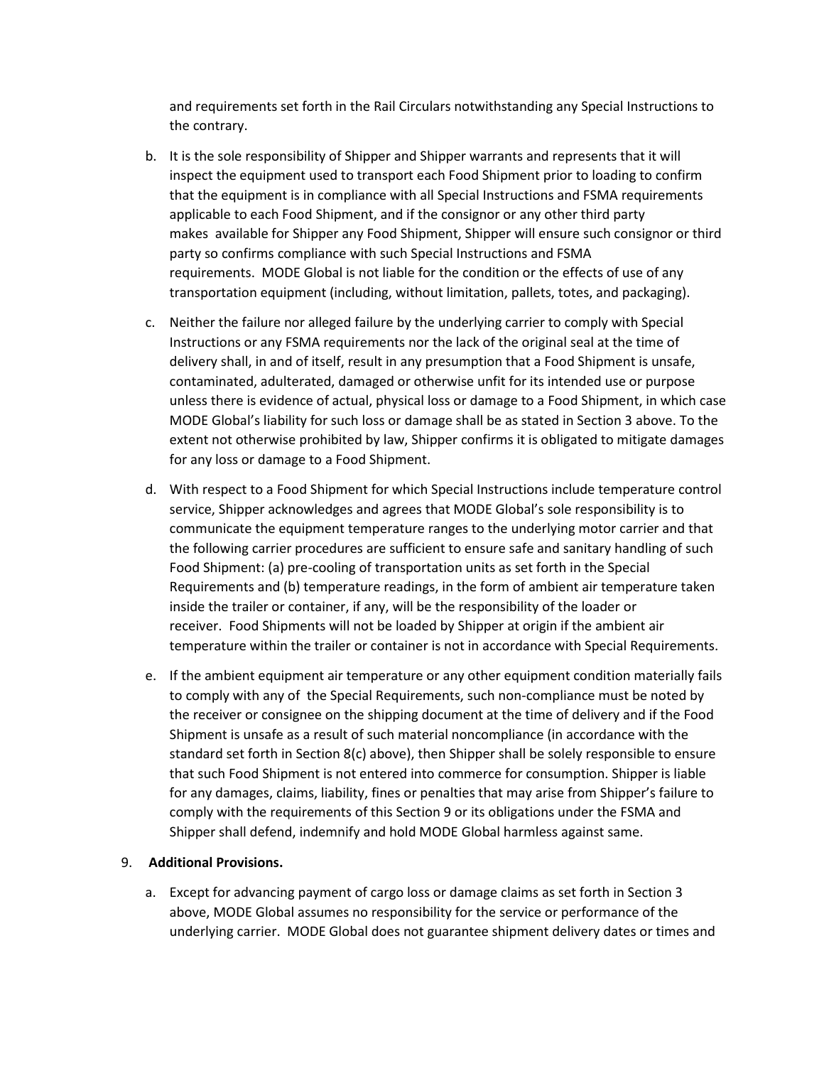and requirements set forth in the Rail Circulars notwithstanding any Special Instructions to the contrary.

b. It is the sole responsibility of Shipper and Shipper warrants and represents that it will inspect the equipment used to transport each Food Shipment prior to loading to confirm that the equipment is in compliance with all Special Instructions and FSMA requirements applicable to each Food Shipment, and if the consignor or any other third party makes available for Shipper any Food Shipment, Shipper will ensure such consignor or third party so confirms compliance with such Special Instructions and FSMA requirements. MODE Global is not liable for the condition or the effects of use of any transportation equipment (including, without limitation, pallets, totes, and packaging).

c. Neither the failure nor alleged failure by the underlying carrier to comply with Special Instructions or any FSMA requirements nor the lack of the original seal at the time of delivery shall, in and of itself, result in any presumption that a Food Shipment is unsafe, contaminated, adulterated, damaged or otherwise unfit for its intended use or purpose unless there is evidence of actual, physical loss or damage to a Food Shipment, in which case MODE Global's liability for such loss or damage shall be as stated in Section 3 above. To the extent not otherwise prohibited by law, Shipper confirms it is obligated to mitigate damages for any loss or damage to a Food Shipment.

d. With respect to a Food Shipment for which Special Instructions include temperature control service, Shipper acknowledges and agrees that MODE Global's sole responsibility is to communicate the equipment temperature ranges to the underlying motor carrier and that the following carrier procedures are sufficient to ensure safe and sanitary handling of such Food Shipment: (a) pre-cooling of transportation units as set forth in the Special Requirements and (b) temperature readings, in the form of ambient air temperature taken inside the trailer or container, if any, will be the responsibility of the loader or receiver. Food Shipments will not be loaded by Shipper at origin if the ambient air temperature within the trailer or container is not in accordance with Special Requirements.

e. If the ambient equipment air temperature or any other equipment condition materially fails to comply with any of the Special Requirements, such non-compliance must be noted by the receiver or consignee on the shipping document at the time of delivery and if the Food Shipment is unsafe as a result of such material noncompliance (in accordance with the standard set forth in Section 8(c) above), then Shipper shall be solely responsible to ensure that such Food Shipment is not entered into commerce for consumption. Shipper is liable for any damages, claims, liability, fines or penalties that may arise from Shipper's failure to comply with the requirements of this Section 9 or its obligations under the FSMA and Shipper shall defend, indemnify and hold MODE Global harmless against same.

9. **Additional Provisions.**

a. Except for advancing payment of cargo loss or damage claims as set forth in Section 3 above, MODE Global assumes no responsibility for the service or performance of the underlying carrier. MODE Global does not guarantee shipment delivery dates or times and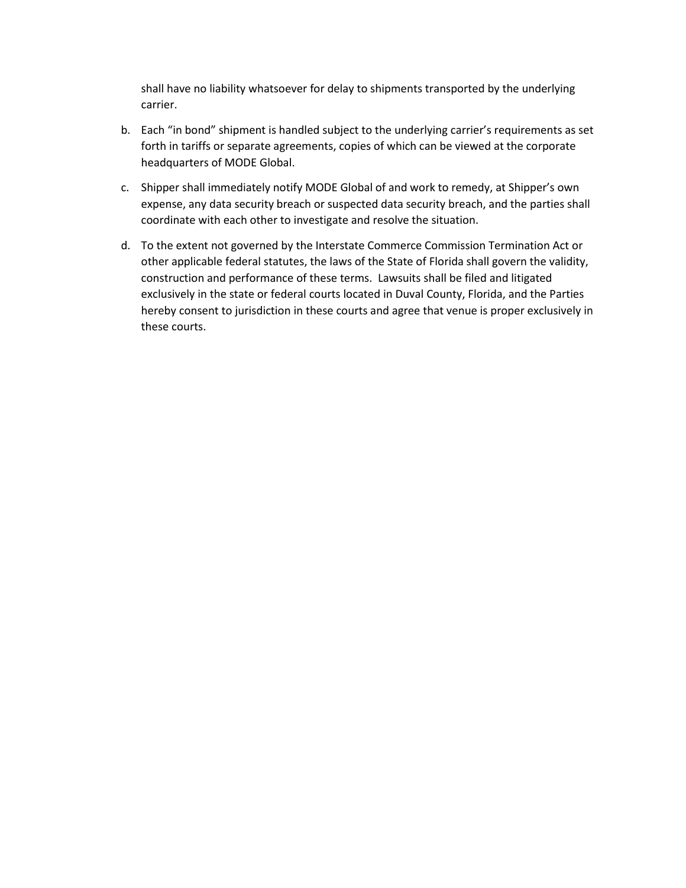shall have no liability whatsoever for delay to shipments transported by the underlying carrier.

b. Each “in bond” shipment is handled subject to the underlying carrier’s requirements as set forth in tariffs or separate agreements, copies of which can be viewed at the corporate headquarters of MODE Global.

c. Shipper shall immediately notify MODE Global of and work to remedy, at Shipper’s own expense, any data security breach or suspected data security breach, and the parties shall coordinate with each other to investigate and resolve the situation.

d. To the extent not governed by the Interstate Commerce Commission Termination Act or other applicable federal statutes, the laws of the State of Florida shall govern the validity, construction and performance of these terms. Lawsuits shall be filed and litigated exclusively in the state or federal courts located in Duval County, Florida, and the Parties hereby consent to jurisdiction in these courts and agree that venue is proper exclusively in these courts.